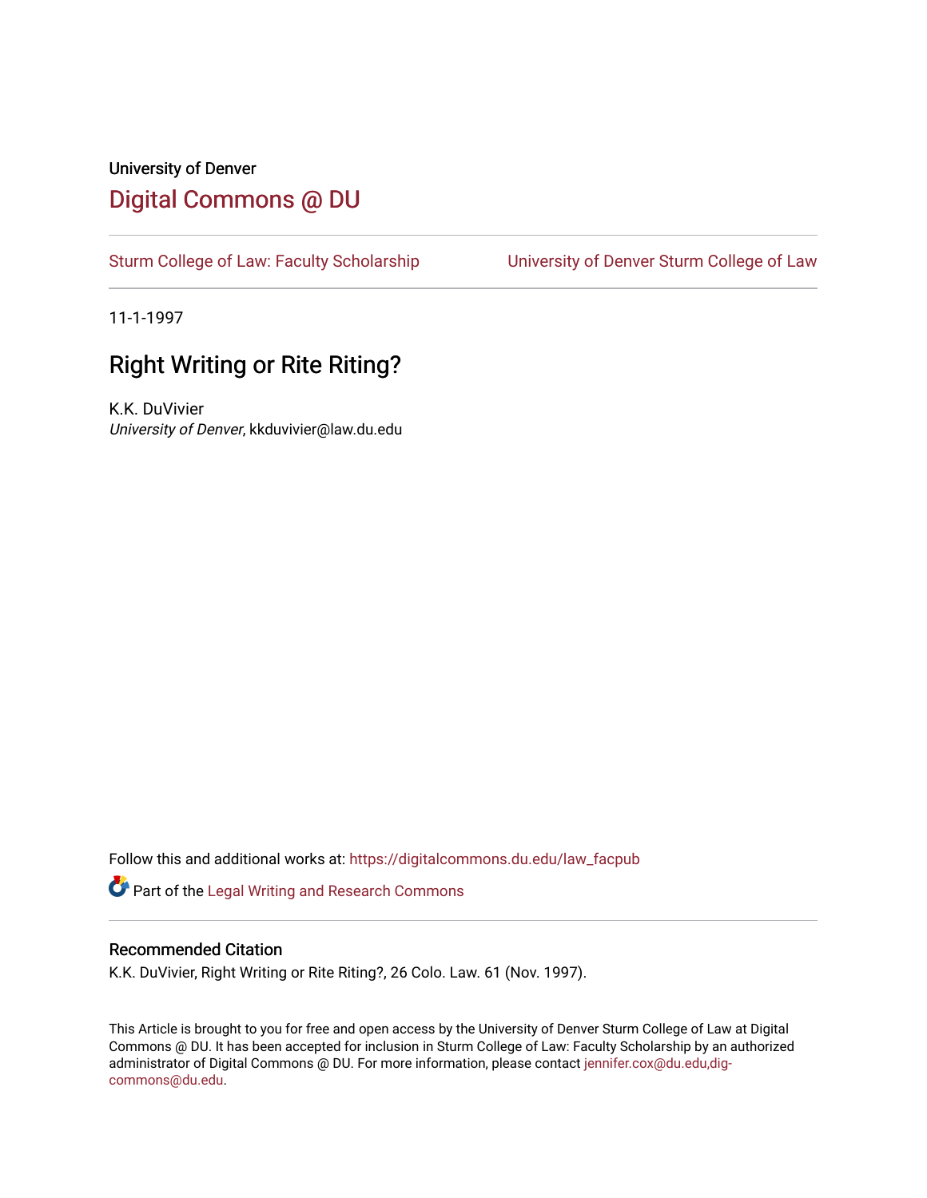University of Denver

# Digital Commons @ DU

Sturm College of Law: Faculty Scholarship | University of Denver Sturm College of Law

11-1-1997

## Right Writing or Rite Riting?

K.K. DuVivier
*University of Denver*, kkduvivier@law.du.edu

Follow this and additional works at: https://digitalcommons.du.edu/law_facpub

Part of the Legal Writing and Research Commons

### Recommended Citation

K.K. DuVivier, Right Writing or Rite Riting?, 26 Colo. Law. 61 (Nov. 1997).

This Article is brought to you for free and open access by the University of Denver Sturm College of Law at Digital Commons @ DU. It has been accepted for inclusion in Sturm College of Law: Faculty Scholarship by an authorized administrator of Digital Commons @ DU. For more information, please contact jennifer.cox@du.edu,dig-commons@du.edu.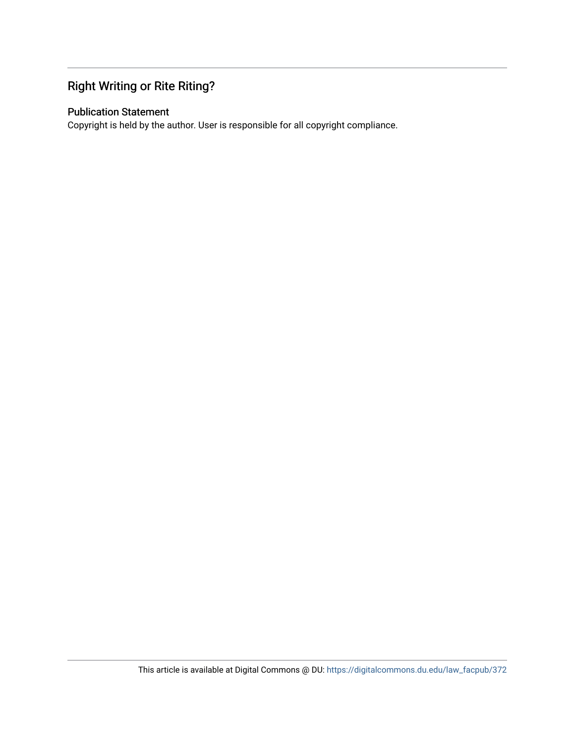## Right Writing or Rite Riting?

### Publication Statement

Copyright is held by the author. User is responsible for all copyright compliance.

This article is available at Digital Commons @ DU: https://digitalcommons.du.edu/law_facpub/372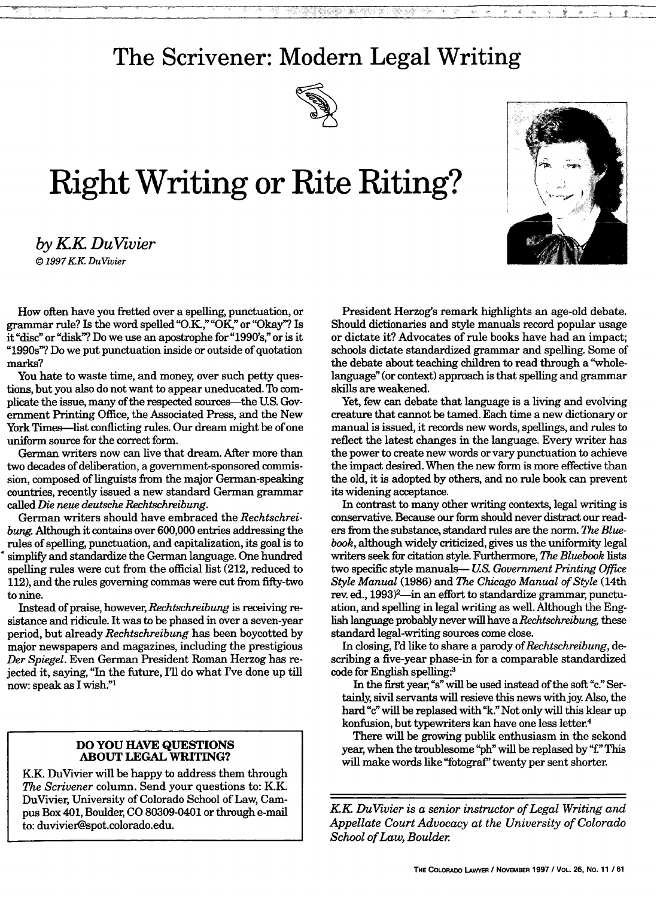# The Scrivener: Modern Legal Writing

# Right Writing or Rite Riting?

*by K.K. DuVivier*

*© 1997 K.K. DuVivier*

How often have you fretted over a spelling, punctuation, or grammar rule? Is the word spelled "O.K.," "OK," or "Okay"? Is it "disc" or "disk"? Do we use an apostrophe for "1990's," or is it "1990s"? Do we put punctuation inside or outside of quotation marks?

You hate to waste time, and money, over such petty questions, but you also do not want to appear uneducated. To complicate the issue, many of the respected sources—the U.S. Government Printing Office, the Associated Press, and the New York Times—list conflicting rules. Our dream might be of one uniform source for the correct form.

German writers now can live that dream. After more than two decades of deliberation, a government-sponsored commission, composed of linguists from the major German-speaking countries, recently issued a new standard German grammar called *Die neue deutsche Rechtschreibung*.

German writers should have embraced the *Rechtschreibung*. Although it contains over 600,000 entries addressing the rules of spelling, punctuation, and capitalization, its goal is to simplify and standardize the German language. One hundred spelling rules were cut from the official list (212, reduced to 112), and the rules governing commas were cut from fifty-two to nine.

Instead of praise, however, *Rechtschreibung* is receiving resistance and ridicule. It was to be phased in over a seven-year period, but already *Rechtschreibung* has been boycotted by major newspapers and magazines, including the prestigious *Der Spiegel*. Even German President Roman Herzog has rejected it, saying, "In the future, I'll do what I've done up till now: speak as I wish."[1]

**DO YOU HAVE QUESTIONS ABOUT LEGAL WRITING?**

K.K. DuVivier will be happy to address them through *The Scrivener* column. Send your questions to: K.K. DuVivier, University of Colorado School of Law, Campus Box 401, Boulder, CO 80309-0401 or through e-mail to: duvivier@spot.colorado.edu.

President Herzog's remark highlights an age-old debate. Should dictionaries and style manuals record popular usage or dictate it? Advocates of rule books have had an impact; schools dictate standardized grammar and spelling. Some of the debate about teaching children to read through a "whole-language" (or context) approach is that spelling and grammar skills are weakened.

Yet, few can debate that language is a living and evolving creature that cannot be tamed. Each time a new dictionary or manual is issued, it records new words, spellings, and rules to reflect the latest changes in the language. Every writer has the power to create new words or vary punctuation to achieve the impact desired. When the new form is more effective than the old, it is adopted by others, and no rule book can prevent its widening acceptance.

In contrast to many other writing contexts, legal writing is conservative. Because our form should never distract our readers from the substance, standard rules are the norm. *The Bluebook*, although widely criticized, gives us the uniformity legal writers seek for citation style. Furthermore, *The Bluebook* lists two specific style manuals—*U.S. Government Printing Office Style Manual* (1986) and *The Chicago Manual of Style* (14th rev. ed., 1993)[2]—in an effort to standardize grammar, punctuation, and spelling in legal writing as well. Although the English language probably never will have a *Rechtschreibung*, these standard legal-writing sources come close.

In closing, I'd like to share a parody of *Rechtschreibung*, describing a five-year phase-in for a comparable standardized code for English spelling:[3]

> In the first year, "s" will be used instead of the soft "c." Sertainly, sivil servants will resieve this news with joy. Also, the hard "c" will be replased with "k." Not only will this klear up konfusion, but typewriters kan have one less letter.[4]
>
> There will be growing publik enthusiasm in the sekond year, when the troublesome "ph" will be replased by "f." This will make words like "fotograf" twenty per sent shorter.

*K.K. DuVivier is a senior instructor of Legal Writing and Appellate Court Advocacy at the University of Colorado School of Law, Boulder.*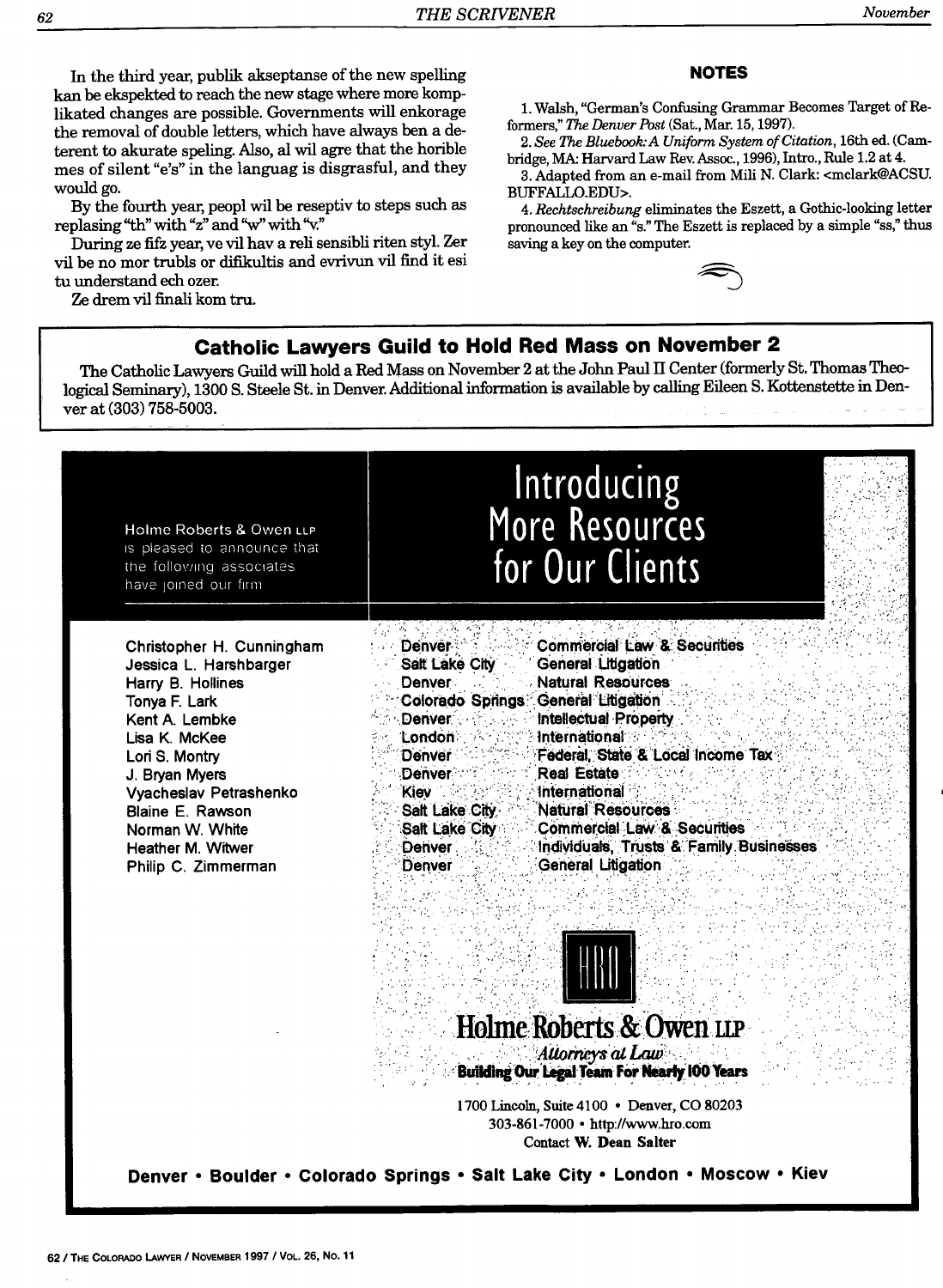In the third year, publik akseptanse of the new spelling kan be ekspekted to reach the new stage where more komplikated changes are possible. Governments will enkorage the removal of double letters, which have always ben a deterent to akurate speling. Also, al wil agre that the horible mes of silent "e's" in the languag is disgrasful, and they would go.

By the fourth year, peopl wil be reseptiv to steps such as replasing "th" with "z" and "w" with "v."

During ze fifz year, ve vil hav a reli sensibli riten styl. Zer vil be no mor trubls or difikultis and evrivun vil find it esi tu understand ech ozer.

Ze drem vil finali kom tru.

## NOTES

1. Walsh, "German's Confusing Grammar Becomes Target of Reformers," *The Denver Post* (Sat., Mar. 15, 1997).

2. *See The Bluebook: A Uniform System of Citation*, 16th ed. (Cambridge, MA: Harvard Law Rev. Assoc., 1996), Intro., Rule 1.2 at 4.

3. Adapted from an e-mail from Mili N. Clark: <mclark@ACSU.BUFFALO.EDU>.

4. *Rechtschreibung* eliminates the Eszett, a Gothic-looking letter pronounced like an "s." The Eszett is replaced by a simple "ss," thus saving a key on the computer.

## Catholic Lawyers Guild to Hold Red Mass on November 2

The Catholic Lawyers Guild will hold a Red Mass on November 2 at the John Paul II Center (formerly St. Thomas Theological Seminary), 1300 S. Steele St. in Denver. Additional information is available by calling Eileen S. Kottenstette in Denver at (303) 758-5003.

---

Holme Roberts & Owen LLP is pleased to announce that the following associates have joined our firm

# Introducing More Resources for Our Clients

| | | |
|---|---|---|
| Christopher H. Cunningham | Denver | Commercial Law & Securities |
| Jessica L. Harshbarger | Salt Lake City | General Litigation |
| Harry B. Hollines | Denver | Natural Resources |
| Tonya F. Lark | Colorado Springs | General Litigation |
| Kent A. Lembke | Denver | Intellectual Property |
| Lisa K. McKee | London | International |
| Lori S. Montry | Denver | Federal, State & Local Income Tax |
| J. Bryan Myers | Denver | Real Estate |
| Vyacheslav Petrashenko | Kiev | International |
| Blaine E. Rawson | Salt Lake City | Natural Resources |
| Norman W. White | Salt Lake City | Commercial Law & Securities |
| Heather M. Witwer | Denver | Individuals, Trusts & Family Businesses |
| Philip C. Zimmerman | Denver | General Litigation |

HRO

**Holme Roberts & Owen LLP**

*Attorneys at Law*

**Building Our Legal Team For Nearly 100 Years**

1700 Lincoln, Suite 4100 • Denver, CO 80203
303-861-7000 • http://www.hro.com
Contact **W. Dean Salter**

**Denver • Boulder • Colorado Springs • Salt Lake City • London • Moscow • Kiev**